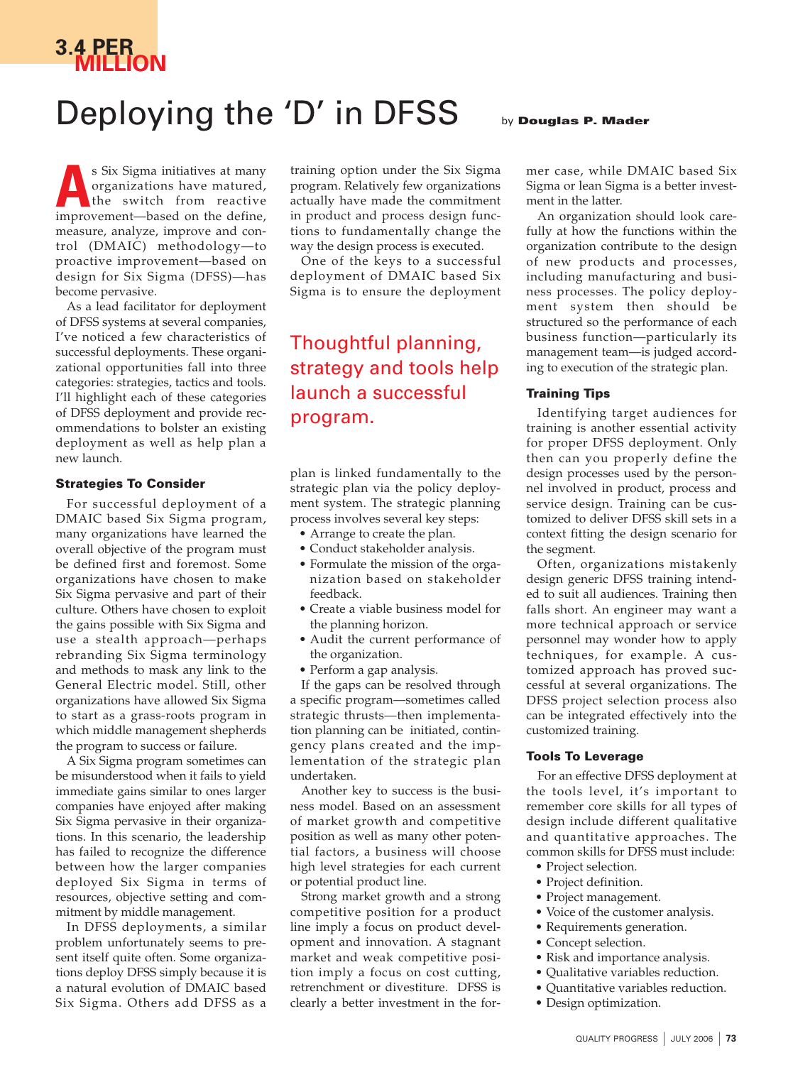3.4 PER MILLION

# Deploying the 'D' in DFSS

by **Douglas P. Mader**

As Six Sigma initiatives at many organizations have matured, the switch from reactive improvement—based on the define, measure, analyze, improve and control (DMAIC) methodology—to proactive improvement—based on design for Six Sigma (DFSS)—has become pervasive.

As a lead facilitator for deployment of DFSS systems at several companies, I've noticed a few characteristics of successful deployments. These organizational opportunities fall into three categories: strategies, tactics and tools. I'll highlight each of these categories of DFSS deployment and provide recommendations to bolster an existing deployment as well as help plan a new launch.

### Strategies To Consider

For successful deployment of a DMAIC based Six Sigma program, many organizations have learned the overall objective of the program must be defined first and foremost. Some organizations have chosen to make Six Sigma pervasive and part of their culture. Others have chosen to exploit the gains possible with Six Sigma and use a stealth approach—perhaps rebranding Six Sigma terminology and methods to mask any link to the General Electric model. Still, other organizations have allowed Six Sigma to start as a grass-roots program in which middle management shepherds the program to success or failure.

A Six Sigma program sometimes can be misunderstood when it fails to yield immediate gains similar to ones larger companies have enjoyed after making Six Sigma pervasive in their organizations. In this scenario, the leadership has failed to recognize the difference between how the larger companies deployed Six Sigma in terms of resources, objective setting and commitment by middle management.

In DFSS deployments, a similar problem unfortunately seems to present itself quite often. Some organizations deploy DFSS simply because it is a natural evolution of DMAIC based Six Sigma. Others add DFSS as a training option under the Six Sigma program. Relatively few organizations actually have made the commitment in product and process design functions to fundamentally change the way the design process is executed.

One of the keys to a successful deployment of DMAIC based Six Sigma is to ensure the deployment

**Thoughtful planning, strategy and tools help launch a successful program.**

plan is linked fundamentally to the strategic plan via the policy deployment system. The strategic planning process involves several key steps:

- Arrange to create the plan.
- Conduct stakeholder analysis.
- Formulate the mission of the organization based on stakeholder feedback.
- Create a viable business model for the planning horizon.
- Audit the current performance of the organization.
- Perform a gap analysis.

If the gaps can be resolved through a specific program—sometimes called strategic thrusts—then implementation planning can be initiated, contingency plans created and the implementation of the strategic plan undertaken.

Another key to success is the business model. Based on an assessment of market growth and competitive position as well as many other potential factors, a business will choose high level strategies for each current or potential product line.

Strong market growth and a strong competitive position for a product line imply a focus on product development and innovation. A stagnant market and weak competitive position imply a focus on cost cutting, retrenchment or divestiture. DFSS is clearly a better investment in the former case, while DMAIC based Six Sigma or lean Sigma is a better investment in the latter.

An organization should look carefully at how the functions within the organization contribute to the design of new products and processes, including manufacturing and business processes. The policy deployment system then should be structured so the performance of each business function—particularly its management team—is judged according to execution of the strategic plan.

### Training Tips

Identifying target audiences for training is another essential activity for proper DFSS deployment. Only then can you properly define the design processes used by the personnel involved in product, process and service design. Training can be customized to deliver DFSS skill sets in a context fitting the design scenario for the segment.

Often, organizations mistakenly design generic DFSS training intended to suit all audiences. Training then falls short. An engineer may want a more technical approach or service personnel may wonder how to apply techniques, for example. A customized approach has proved successful at several organizations. The DFSS project selection process also can be integrated effectively into the customized training.

### Tools To Leverage

For an effective DFSS deployment at the tools level, it's important to remember core skills for all types of design include different qualitative and quantitative approaches. The common skills for DFSS must include:

- Project selection.
- Project definition.
- Project management.
- Voice of the customer analysis.
- Requirements generation.
- Concept selection.
- Risk and importance analysis.
- Qualitative variables reduction.
- Quantitative variables reduction.
- Design optimization.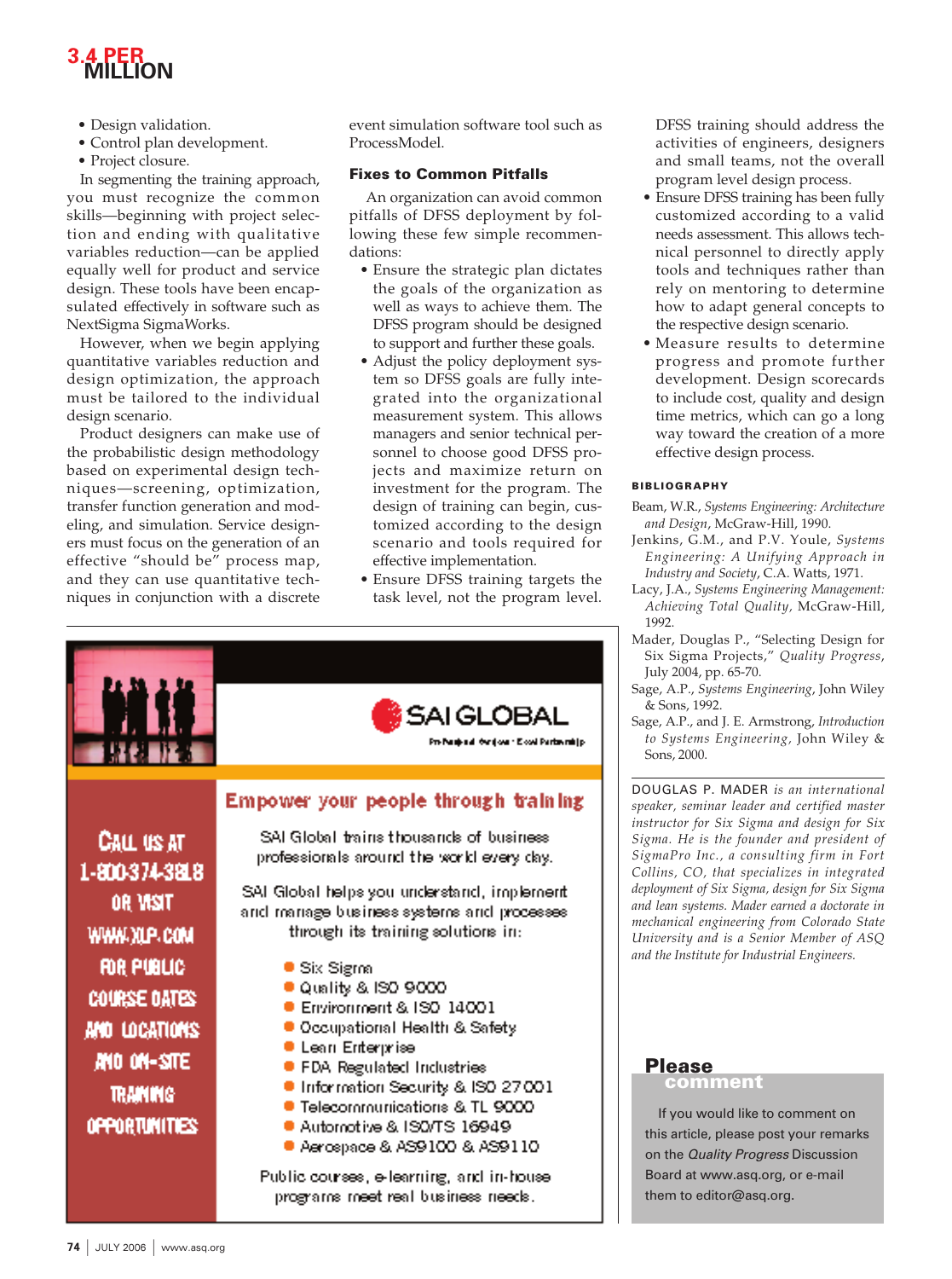- Design validation.
- Control plan development.
- Project closure.

In segmenting the training approach, you must recognize the common skills—beginning with project selection and ending with qualitative variables reduction—can be applied equally well for product and service design. These tools have been encapsulated effectively in software such as NextSigma SigmaWorks.

However, when we begin applying quantitative variables reduction and design optimization, the approach must be tailored to the individual design scenario.

Product designers can make use of the probabilistic design methodology based on experimental design techniques—screening, optimization, transfer function generation and modeling, and simulation. Service designers must focus on the generation of an effective "should be" process map, and they can use quantitative techniques in conjunction with a discrete event simulation software tool such as ProcessModel.

### Fixes to Common Pitfalls

An organization can avoid common pitfalls of DFSS deployment by following these few simple recommendations:

- Ensure the strategic plan dictates the goals of the organization as well as ways to achieve them. The DFSS program should be designed to support and further these goals.
- Adjust the policy deployment system so DFSS goals are fully integrated into the organizational measurement system. This allows managers and senior technical personnel to choose good DFSS projects and maximize return on investment for the program. The design of training can begin, customized according to the design scenario and tools required for effective implementation.
- Ensure DFSS training targets the task level, not the program level. DFSS training should address the activities of engineers, designers and small teams, not the overall program level design process.
- Ensure DFSS training has been fully customized according to a valid needs assessment. This allows technical personnel to directly apply tools and techniques rather than rely on mentoring to determine how to adapt general concepts to the respective design scenario.
- Measure results to determine progress and promote further development. Design scorecards to include cost, quality and design time metrics, which can go a long way toward the creation of a more effective design process.

#### BIBLIOGRAPHY

Beam, W.R., *Systems Engineering: Architecture and Design*, McGraw-Hill, 1990.

Jenkins, G.M., and P.V. Youle, *Systems Engineering: A Unifying Approach in Industry and Society*, C.A. Watts, 1971.

Lacy, J.A., *Systems Engineering Management: Achieving Total Quality*, McGraw-Hill, 1992.

Mader, Douglas P., "Selecting Design for Six Sigma Projects," *Quality Progress*, July 2004, pp. 65-70.

Sage, A.P., *Systems Engineering*, John Wiley & Sons, 1992.

Sage, A.P., and J. E. Armstrong, *Introduction to Systems Engineering*, John Wiley & Sons, 2000.

DOUGLAS P. MADER *is an international speaker, seminar leader and certified master instructor for Six Sigma and design for Six Sigma. He is the founder and president of SigmaPro Inc., a consulting firm in Fort Collins, CO, that specializes in integrated deployment of Six Sigma, design for Six Sigma and lean systems. Mader earned a doctorate in mechanical engineering from Colorado State University and is a Senior Member of ASQ and the Institute for Industrial Engineers.*

**Please comment**

If you would like to comment on this article, please post your remarks on the *Quality Progress* Discussion Board at www.asq.org, or e-mail them to editor@asq.org.

SAI GLOBAL

Empower your people through training

SAI Global trains thousands of business professionals around the world every day.

SAI Global helps you understand, implement and manage business systems and processes through its training solutions in:

- Six Sigma
- Quality & ISO 9000
- Environment & ISO 14001
- Occupational Health & Safety
- Lean Enterprise
- FDA Regulated Industries
- Information Security & ISO 27001
- Telecommunications & TL 9000
- Automotive & ISO/TS 16949
- Aerospace & AS9100 & AS9110

Public courses, e-learning, and in-house programs meet real business needs.

CALL US AT 1-800-374-3818 OR VISIT WWW.XLP.COM FOR PUBLIC COURSE DATES AND LOCATIONS AND ON-SITE TRAINING OPPORTUNITIES